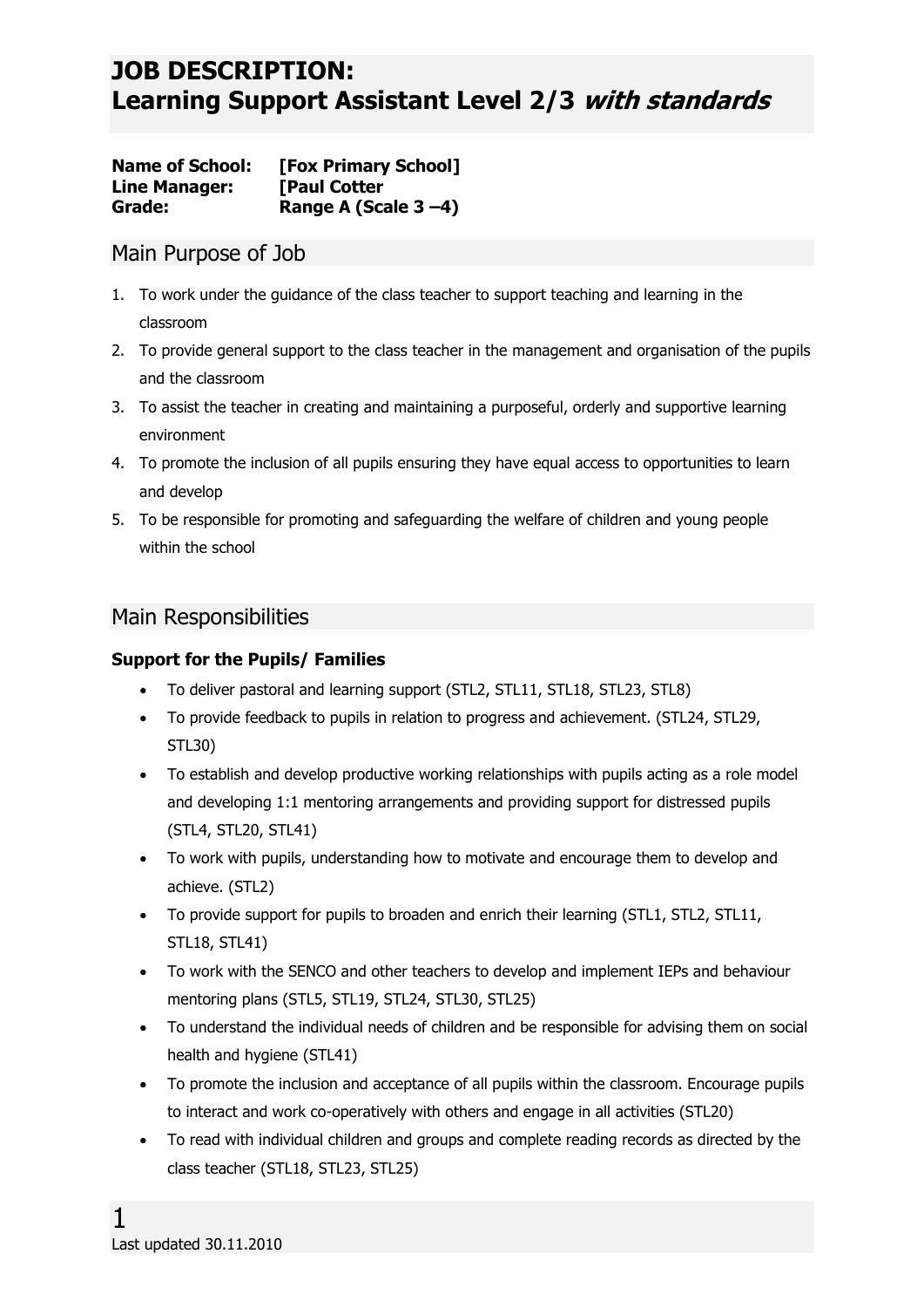# JOB DESCRIPTION:
# Learning Support Assistant Level 2/3 *with standards*

**Name of School:** **[Fox Primary School]**
**Line Manager:** **[Paul Cotter**
**Grade:** **Range A (Scale 3 –4)**

## Main Purpose of Job

1. To work under the guidance of the class teacher to support teaching and learning in the classroom
2. To provide general support to the class teacher in the management and organisation of the pupils and the classroom
3. To assist the teacher in creating and maintaining a purposeful, orderly and supportive learning environment
4. To promote the inclusion of all pupils ensuring they have equal access to opportunities to learn and develop
5. To be responsible for promoting and safeguarding the welfare of children and young people within the school

## Main Responsibilities

### Support for the Pupils/ Families

- To deliver pastoral and learning support (STL2, STL11, STL18, STL23, STL8)
- To provide feedback to pupils in relation to progress and achievement. (STL24, STL29, STL30)
- To establish and develop productive working relationships with pupils acting as a role model and developing 1:1 mentoring arrangements and providing support for distressed pupils (STL4, STL20, STL41)
- To work with pupils, understanding how to motivate and encourage them to develop and achieve. (STL2)
- To provide support for pupils to broaden and enrich their learning (STL1, STL2, STL11, STL18, STL41)
- To work with the SENCO and other teachers to develop and implement IEPs and behaviour mentoring plans (STL5, STL19, STL24, STL30, STL25)
- To understand the individual needs of children and be responsible for advising them on social health and hygiene (STL41)
- To promote the inclusion and acceptance of all pupils within the classroom. Encourage pupils to interact and work co-operatively with others and engage in all activities (STL20)
- To read with individual children and groups and complete reading records as directed by the class teacher (STL18, STL23, STL25)

Last updated 30.11.2010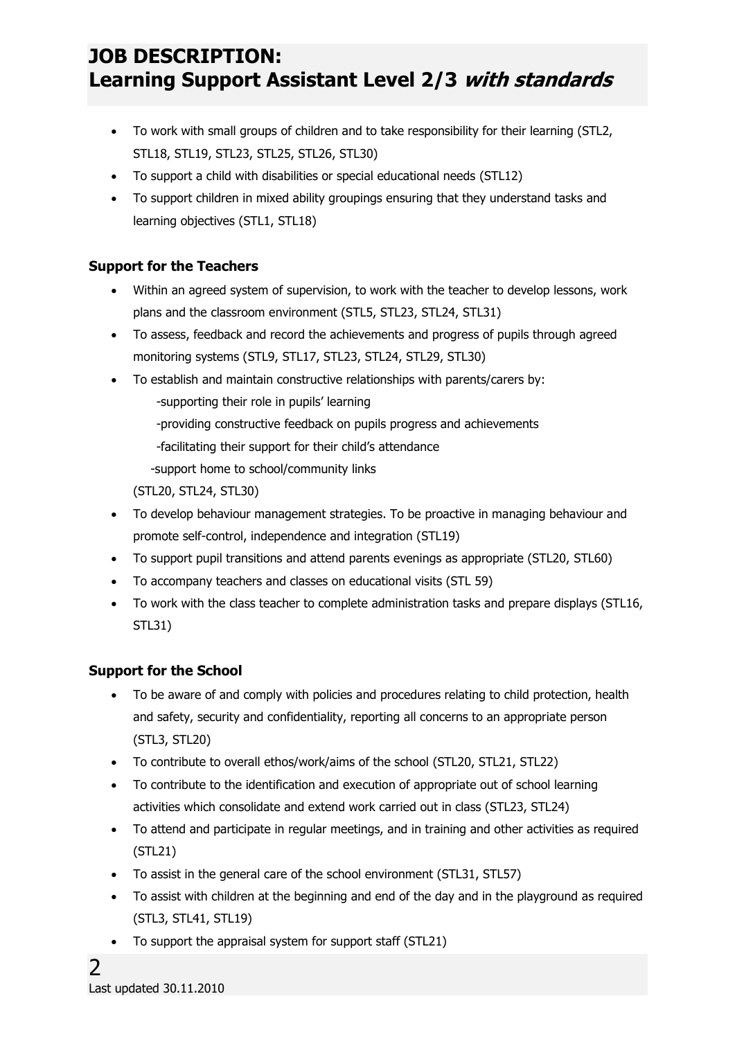# JOB DESCRIPTION: Learning Support Assistant Level 2/3 *with standards*

- To work with small groups of children and to take responsibility for their learning (STL2, STL18, STL19, STL23, STL25, STL26, STL30)
- To support a child with disabilities or special educational needs (STL12)
- To support children in mixed ability groupings ensuring that they understand tasks and learning objectives (STL1, STL18)

### Support for the Teachers

- Within an agreed system of supervision, to work with the teacher to develop lessons, work plans and the classroom environment (STL5, STL23, STL24, STL31)
- To assess, feedback and record the achievements and progress of pupils through agreed monitoring systems (STL9, STL17, STL23, STL24, STL29, STL30)
- To establish and maintain constructive relationships with parents/carers by:
  - -supporting their role in pupils' learning
  - -providing constructive feedback on pupils progress and achievements
  - -facilitating their support for their child's attendance
  - -support home to school/community links

  (STL20, STL24, STL30)
- To develop behaviour management strategies. To be proactive in managing behaviour and promote self-control, independence and integration (STL19)
- To support pupil transitions and attend parents evenings as appropriate (STL20, STL60)
- To accompany teachers and classes on educational visits (STL 59)
- To work with the class teacher to complete administration tasks and prepare displays (STL16, STL31)

### Support for the School

- To be aware of and comply with policies and procedures relating to child protection, health and safety, security and confidentiality, reporting all concerns to an appropriate person (STL3, STL20)
- To contribute to overall ethos/work/aims of the school (STL20, STL21, STL22)
- To contribute to the identification and execution of appropriate out of school learning activities which consolidate and extend work carried out in class (STL23, STL24)
- To attend and participate in regular meetings, and in training and other activities as required (STL21)
- To assist in the general care of the school environment (STL31, STL57)
- To assist with children at the beginning and end of the day and in the playground as required (STL3, STL41, STL19)
- To support the appraisal system for support staff (STL21)

Last updated 30.11.2010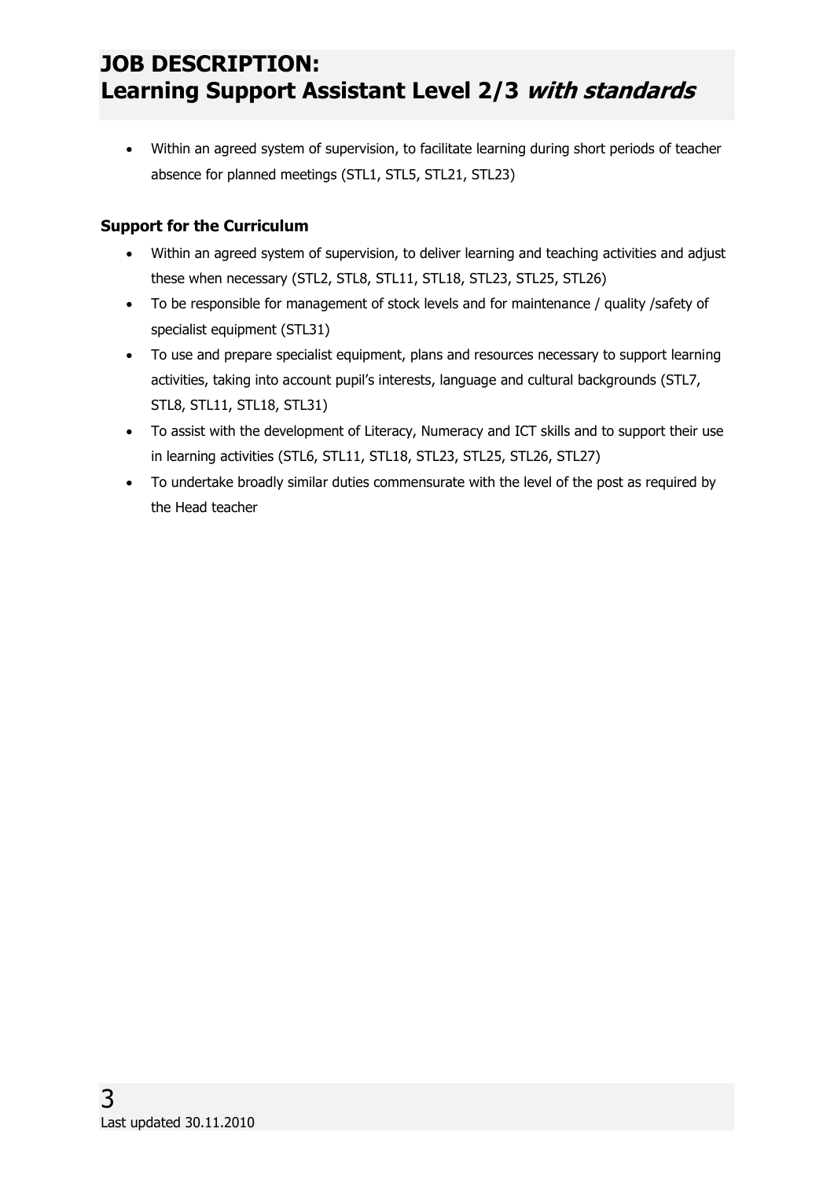- Within an agreed system of supervision, to facilitate learning during short periods of teacher absence for planned meetings (STL1, STL5, STL21, STL23)

**Support for the Curriculum**

- Within an agreed system of supervision, to deliver learning and teaching activities and adjust these when necessary (STL2, STL8, STL11, STL18, STL23, STL25, STL26)
- To be responsible for management of stock levels and for maintenance / quality /safety of specialist equipment (STL31)
- To use and prepare specialist equipment, plans and resources necessary to support learning activities, taking into account pupil's interests, language and cultural backgrounds (STL7, STL8, STL11, STL18, STL31)
- To assist with the development of Literacy, Numeracy and ICT skills and to support their use in learning activities (STL6, STL11, STL18, STL23, STL25, STL26, STL27)
- To undertake broadly similar duties commensurate with the level of the post as required by the Head teacher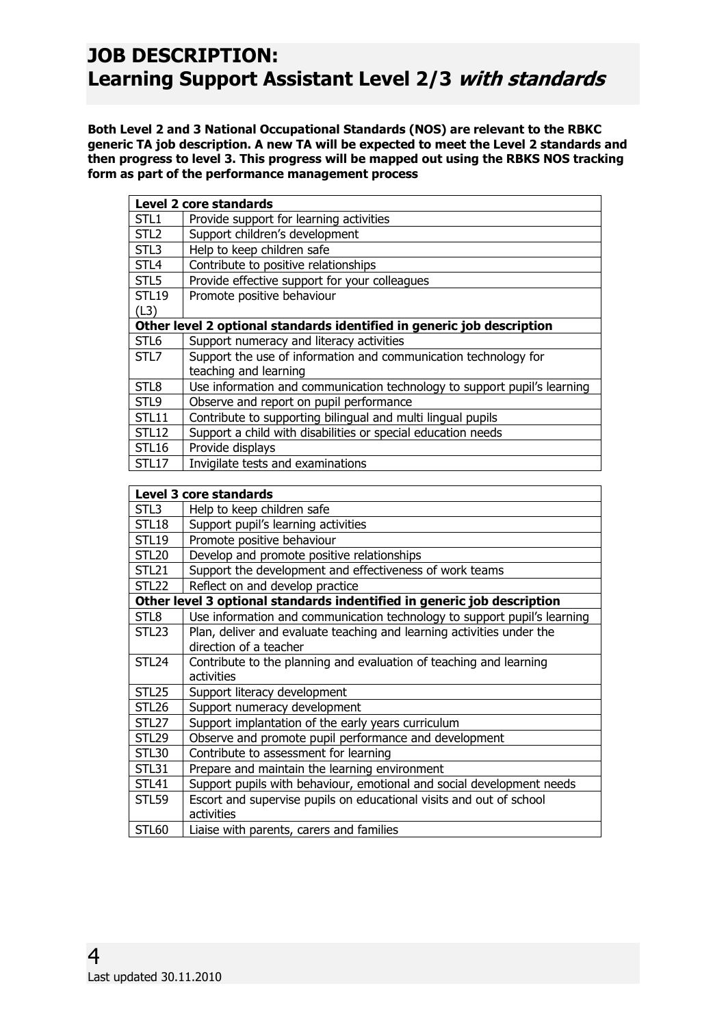# JOB DESCRIPTION:
# Learning Support Assistant Level 2/3 *with standards*

**Both Level 2 and 3 National Occupational Standards (NOS) are relevant to the RBKC generic TA job description. A new TA will be expected to meet the Level 2 standards and then progress to level 3. This progress will be mapped out using the RBKS NOS tracking form as part of the performance management process**

| **Level 2 core standards** | |
|---|---|
| STL1 | Provide support for learning activities |
| STL2 | Support children's development |
| STL3 | Help to keep children safe |
| STL4 | Contribute to positive relationships |
| STL5 | Provide effective support for your colleagues |
| STL19 (L3) | Promote positive behaviour |
| **Other level 2 optional standards identified in generic job description** | |
| STL6 | Support numeracy and literacy activities |
| STL7 | Support the use of information and communication technology for teaching and learning |
| STL8 | Use information and communication technology to support pupil's learning |
| STL9 | Observe and report on pupil performance |
| STL11 | Contribute to supporting bilingual and multi lingual pupils |
| STL12 | Support a child with disabilities or special education needs |
| STL16 | Provide displays |
| STL17 | Invigilate tests and examinations |

| **Level 3 core standards** | |
|---|---|
| STL3 | Help to keep children safe |
| STL18 | Support pupil's learning activities |
| STL19 | Promote positive behaviour |
| STL20 | Develop and promote positive relationships |
| STL21 | Support the development and effectiveness of work teams |
| STL22 | Reflect on and develop practice |
| **Other level 3 optional standards indentified in generic job description** | |
| STL8 | Use information and communication technology to support pupil's learning |
| STL23 | Plan, deliver and evaluate teaching and learning activities under the direction of a teacher |
| STL24 | Contribute to the planning and evaluation of teaching and learning activities |
| STL25 | Support literacy development |
| STL26 | Support numeracy development |
| STL27 | Support implantation of the early years curriculum |
| STL29 | Observe and promote pupil performance and development |
| STL30 | Contribute to assessment for learning |
| STL31 | Prepare and maintain the learning environment |
| STL41 | Support pupils with behaviour, emotional and social development needs |
| STL59 | Escort and supervise pupils on educational visits and out of school activities |
| STL60 | Liaise with parents, carers and families |

Last updated 30.11.2010